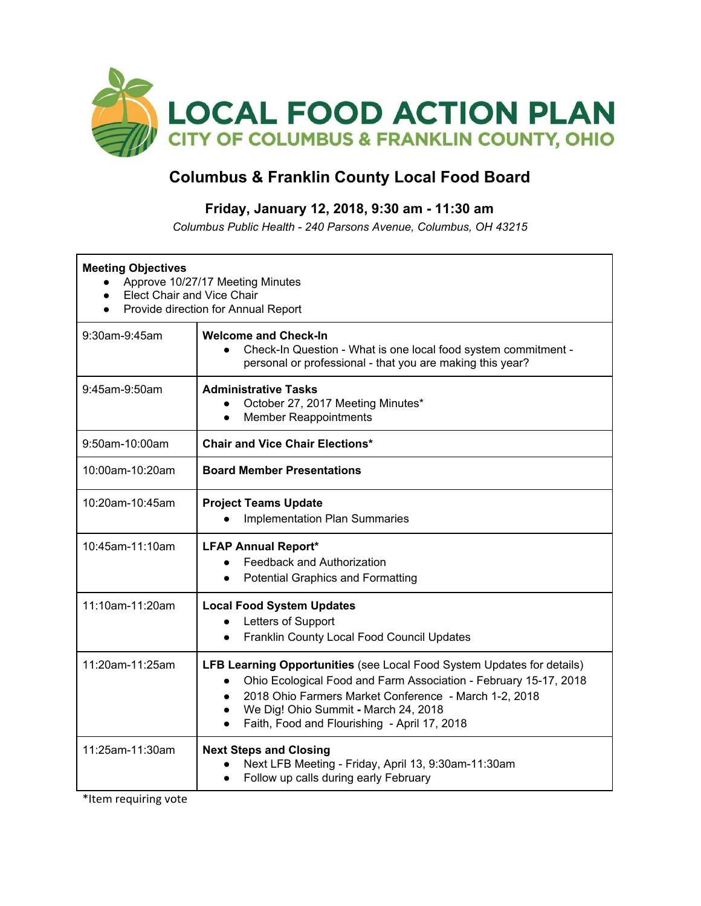# LOCAL FOOD ACTION PLAN

CITY OF COLUMBUS & FRANKLIN COUNTY, OHIO

## Columbus & Franklin County Local Food Board

### Friday, January 12, 2018, 9:30 am - 11:30 am

*Columbus Public Health - 240 Parsons Avenue, Columbus, OH 43215*

**Meeting Objectives**

- Approve 10/27/17 Meeting Minutes
- Elect Chair and Vice Chair
- Provide direction for Annual Report

| Time | Agenda Item |
|---|---|
| 9:30am-9:45am | **Welcome and Check-In**<br>● Check-In Question - What is one local food system commitment - personal or professional - that you are making this year? |
| 9:45am-9:50am | **Administrative Tasks**<br>● October 27, 2017 Meeting Minutes*<br>● Member Reappointments |
| 9:50am-10:00am | **Chair and Vice Chair Elections*** |
| 10:00am-10:20am | **Board Member Presentations** |
| 10:20am-10:45am | **Project Teams Update**<br>● Implementation Plan Summaries |
| 10:45am-11:10am | **LFAP Annual Report***<br>● Feedback and Authorization<br>● Potential Graphics and Formatting |
| 11:10am-11:20am | **Local Food System Updates**<br>● Letters of Support<br>● Franklin County Local Food Council Updates |
| 11:20am-11:25am | **LFB Learning Opportunities** (see Local Food System Updates for details)<br>● Ohio Ecological Food and Farm Association - February 15-17, 2018<br>● 2018 Ohio Farmers Market Conference - March 1-2, 2018<br>● We Dig! Ohio Summit **-** March 24, 2018<br>● Faith, Food and Flourishing - April 17, 2018 |
| 11:25am-11:30am | **Next Steps and Closing**<br>● Next LFB Meeting - Friday, April 13, 9:30am-11:30am<br>● Follow up calls during early February |

*Item requiring vote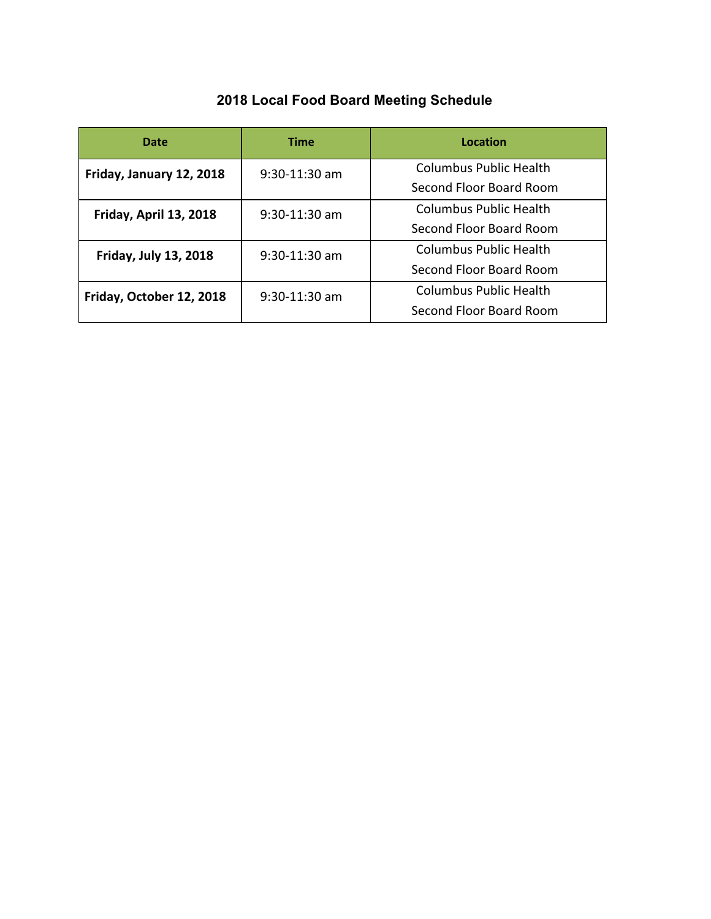# 2018 Local Food Board Meeting Schedule

| Date | Time | Location |
| --- | --- | --- |
| **Friday, January 12, 2018** | 9:30-11:30 am | Columbus Public Health Second Floor Board Room |
| **Friday, April 13, 2018** | 9:30-11:30 am | Columbus Public Health Second Floor Board Room |
| **Friday, July 13, 2018** | 9:30-11:30 am | Columbus Public Health Second Floor Board Room |
| **Friday, October 12, 2018** | 9:30-11:30 am | Columbus Public Health Second Floor Board Room |